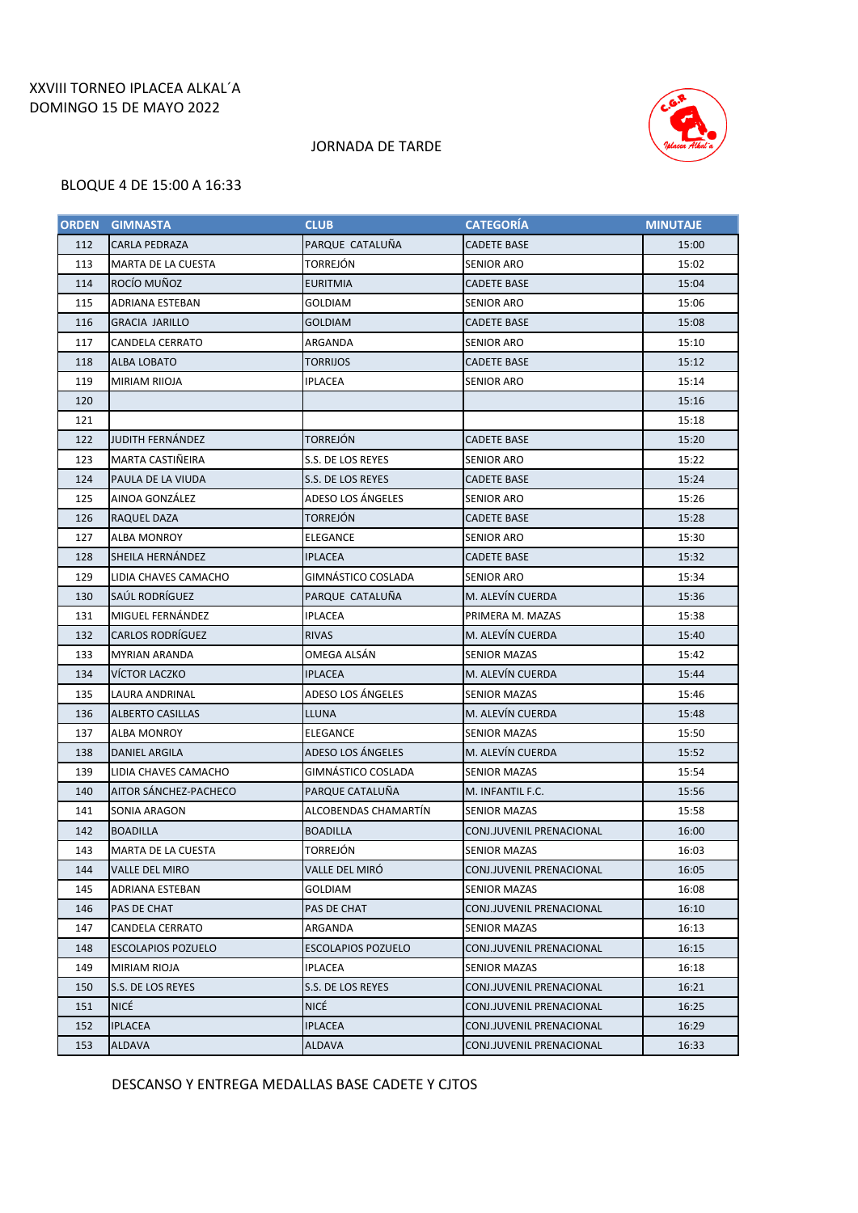XXVIII TORNEO IPLACEA ALKAL´A
DOMINGO 15 DE MAYO 2022

JORNADA DE TARDE

BLOQUE 4 DE 15:00 A 16:33

| ORDEN | GIMNASTA | CLUB | CATEGORÍA | MINUTAJE |
|---|---|---|---|---|
| 112 | CARLA PEDRAZA | PARQUE CATALUÑA | CADETE BASE | 15:00 |
| 113 | MARTA DE LA CUESTA | TORREJÓN | SENIOR ARO | 15:02 |
| 114 | ROCÍO MUÑOZ | EURITMIA | CADETE BASE | 15:04 |
| 115 | ADRIANA ESTEBAN | GOLDIAM | SENIOR ARO | 15:06 |
| 116 | GRACIA JARILLO | GOLDIAM | CADETE BASE | 15:08 |
| 117 | CANDELA CERRATO | ARGANDA | SENIOR ARO | 15:10 |
| 118 | ALBA LOBATO | TORRIJOS | CADETE BASE | 15:12 |
| 119 | MIRIAM RIIOJA | IPLACEA | SENIOR ARO | 15:14 |
| 120 | | | | 15:16 |
| 121 | | | | 15:18 |
| 122 | JUDITH FERNÁNDEZ | TORREJÓN | CADETE BASE | 15:20 |
| 123 | MARTA CASTIÑEIRA | S.S. DE LOS REYES | SENIOR ARO | 15:22 |
| 124 | PAULA DE LA VIUDA | S.S. DE LOS REYES | CADETE BASE | 15:24 |
| 125 | AINOA GONZÁLEZ | ADESO LOS ÁNGELES | SENIOR ARO | 15:26 |
| 126 | RAQUEL DAZA | TORREJÓN | CADETE BASE | 15:28 |
| 127 | ALBA MONROY | ELEGANCE | SENIOR ARO | 15:30 |
| 128 | SHEILA HERNÁNDEZ | IPLACEA | CADETE BASE | 15:32 |
| 129 | LIDIA CHAVES CAMACHO | GIMNÁSTICO COSLADA | SENIOR ARO | 15:34 |
| 130 | SAÚL RODRÍGUEZ | PARQUE CATALUÑA | M. ALEVÍN CUERDA | 15:36 |
| 131 | MIGUEL FERNÁNDEZ | IPLACEA | PRIMERA M. MAZAS | 15:38 |
| 132 | CARLOS RODRÍGUEZ | RIVAS | M. ALEVÍN CUERDA | 15:40 |
| 133 | MYRIAN ARANDA | OMEGA ALSÁN | SENIOR MAZAS | 15:42 |
| 134 | VÍCTOR LACZKO | IPLACEA | M. ALEVÍN CUERDA | 15:44 |
| 135 | LAURA ANDRINAL | ADESO LOS ÁNGELES | SENIOR MAZAS | 15:46 |
| 136 | ALBERTO CASILLAS | LLUNA | M. ALEVÍN CUERDA | 15:48 |
| 137 | ALBA MONROY | ELEGANCE | SENIOR MAZAS | 15:50 |
| 138 | DANIEL ARGILA | ADESO LOS ÁNGELES | M. ALEVÍN CUERDA | 15:52 |
| 139 | LIDIA CHAVES CAMACHO | GIMNÁSTICO COSLADA | SENIOR MAZAS | 15:54 |
| 140 | AITOR SÁNCHEZ-PACHECO | PARQUE CATALUÑA | M. INFANTIL F.C. | 15:56 |
| 141 | SONIA ARAGON | ALCOBENDAS CHAMARTÍN | SENIOR MAZAS | 15:58 |
| 142 | BOADILLA | BOADILLA | CONJ.JUVENIL PRENACIONAL | 16:00 |
| 143 | MARTA DE LA CUESTA | TORREJÓN | SENIOR MAZAS | 16:03 |
| 144 | VALLE DEL MIRO | VALLE DEL MIRÓ | CONJ.JUVENIL PRENACIONAL | 16:05 |
| 145 | ADRIANA ESTEBAN | GOLDIAM | SENIOR MAZAS | 16:08 |
| 146 | PAS DE CHAT | PAS DE CHAT | CONJ.JUVENIL PRENACIONAL | 16:10 |
| 147 | CANDELA CERRATO | ARGANDA | SENIOR MAZAS | 16:13 |
| 148 | ESCOLAPIOS POZUELO | ESCOLAPIOS POZUELO | CONJ.JUVENIL PRENACIONAL | 16:15 |
| 149 | MIRIAM RIOJA | IPLACEA | SENIOR MAZAS | 16:18 |
| 150 | S.S. DE LOS REYES | S.S. DE LOS REYES | CONJ.JUVENIL PRENACIONAL | 16:21 |
| 151 | NICÉ | NICÉ | CONJ.JUVENIL PRENACIONAL | 16:25 |
| 152 | IPLACEA | IPLACEA | CONJ.JUVENIL PRENACIONAL | 16:29 |
| 153 | ALDAVA | ALDAVA | CONJ.JUVENIL PRENACIONAL | 16:33 |

DESCANSO Y ENTREGA MEDALLAS BASE CADETE Y CJTOS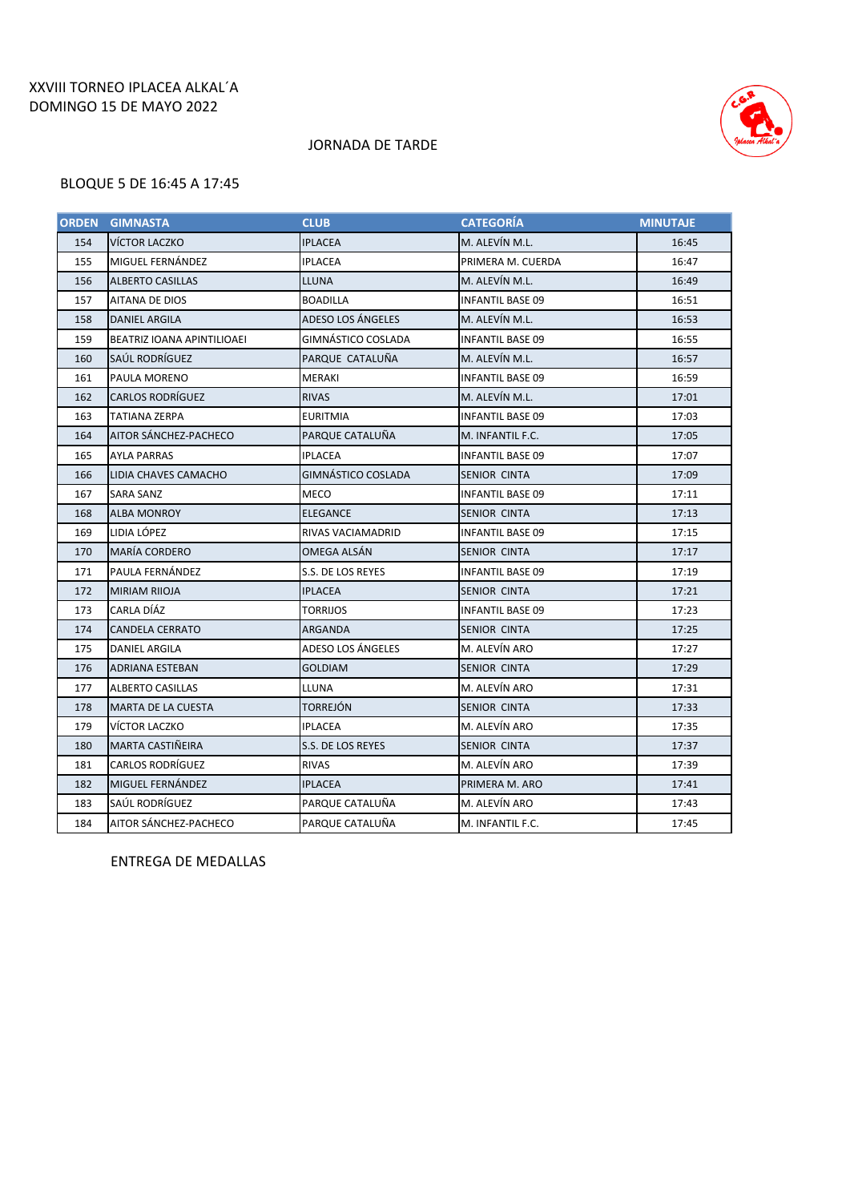XXVIII TORNEO IPLACEA ALKAL´A
DOMINGO 15 DE MAYO 2022

JORNADA DE TARDE

BLOQUE 5 DE 16:45 A 17:45

| ORDEN | GIMNASTA | CLUB | CATEGORÍA | MINUTAJE |
|---|---|---|---|---|
| 154 | VÍCTOR LACZKO | IPLACEA | M. ALEVÍN M.L. | 16:45 |
| 155 | MIGUEL FERNÁNDEZ | IPLACEA | PRIMERA M. CUERDA | 16:47 |
| 156 | ALBERTO CASILLAS | LLUNA | M. ALEVÍN M.L. | 16:49 |
| 157 | AITANA DE DIOS | BOADILLA | INFANTIL BASE 09 | 16:51 |
| 158 | DANIEL ARGILA | ADESO LOS ÁNGELES | M. ALEVÍN M.L. | 16:53 |
| 159 | BEATRIZ IOANA APINTILIOAEI | GIMNÁSTICO COSLADA | INFANTIL BASE 09 | 16:55 |
| 160 | SAÚL RODRÍGUEZ | PARQUE CATALUÑA | M. ALEVÍN M.L. | 16:57 |
| 161 | PAULA MORENO | MERAKI | INFANTIL BASE 09 | 16:59 |
| 162 | CARLOS RODRÍGUEZ | RIVAS | M. ALEVÍN M.L. | 17:01 |
| 163 | TATIANA ZERPA | EURITMIA | INFANTIL BASE 09 | 17:03 |
| 164 | AITOR SÁNCHEZ-PACHECO | PARQUE CATALUÑA | M. INFANTIL F.C. | 17:05 |
| 165 | AYLA PARRAS | IPLACEA | INFANTIL BASE 09 | 17:07 |
| 166 | LIDIA CHAVES CAMACHO | GIMNÁSTICO COSLADA | SENIOR CINTA | 17:09 |
| 167 | SARA SANZ | MECO | INFANTIL BASE 09 | 17:11 |
| 168 | ALBA MONROY | ELEGANCE | SENIOR CINTA | 17:13 |
| 169 | LIDIA LÓPEZ | RIVAS VACIAMADRID | INFANTIL BASE 09 | 17:15 |
| 170 | MARÍA CORDERO | OMEGA ALSÁN | SENIOR CINTA | 17:17 |
| 171 | PAULA FERNÁNDEZ | S.S. DE LOS REYES | INFANTIL BASE 09 | 17:19 |
| 172 | MIRIAM RIIOJA | IPLACEA | SENIOR CINTA | 17:21 |
| 173 | CARLA DÍAZ | TORRIJOS | INFANTIL BASE 09 | 17:23 |
| 174 | CANDELA CERRATO | ARGANDA | SENIOR CINTA | 17:25 |
| 175 | DANIEL ARGILA | ADESO LOS ÁNGELES | M. ALEVÍN ARO | 17:27 |
| 176 | ADRIANA ESTEBAN | GOLDIAM | SENIOR CINTA | 17:29 |
| 177 | ALBERTO CASILLAS | LLUNA | M. ALEVÍN ARO | 17:31 |
| 178 | MARTA DE LA CUESTA | TORREJÓN | SENIOR CINTA | 17:33 |
| 179 | VÍCTOR LACZKO | IPLACEA | M. ALEVÍN ARO | 17:35 |
| 180 | MARTA CASTIÑEIRA | S.S. DE LOS REYES | SENIOR CINTA | 17:37 |
| 181 | CARLOS RODRÍGUEZ | RIVAS | M. ALEVÍN ARO | 17:39 |
| 182 | MIGUEL FERNÁNDEZ | IPLACEA | PRIMERA M. ARO | 17:41 |
| 183 | SAÚL RODRÍGUEZ | PARQUE CATALUÑA | M. ALEVÍN ARO | 17:43 |
| 184 | AITOR SÁNCHEZ-PACHECO | PARQUE CATALUÑA | M. INFANTIL F.C. | 17:45 |

ENTREGA DE MEDALLAS